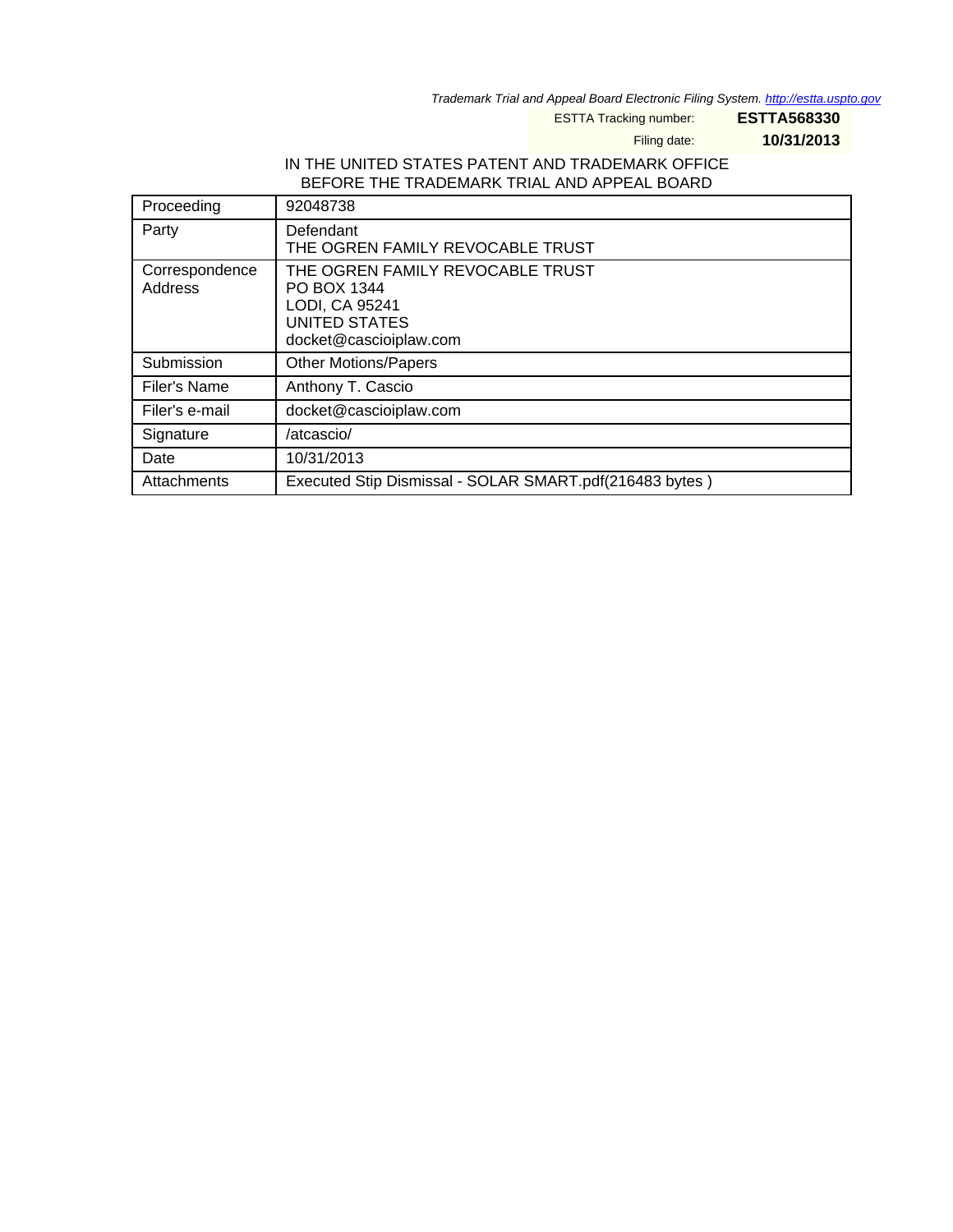*Trademark Trial and Appeal Board Electronic Filing System. http://estta.uspto.gov*

ESTTA Tracking number: **ESTTA568330**

Filing date: **10/31/2013**

IN THE UNITED STATES PATENT AND TRADEMARK OFFICE
BEFORE THE TRADEMARK TRIAL AND APPEAL BOARD

| Proceeding | 92048738 |
|---|---|
| Party | Defendant<br>THE OGREN FAMILY REVOCABLE TRUST |
| Correspondence Address | THE OGREN FAMILY REVOCABLE TRUST<br>PO BOX 1344<br>LODI, CA 95241<br>UNITED STATES<br>docket@cascioiplaw.com |
| Submission | Other Motions/Papers |
| Filer's Name | Anthony T. Cascio |
| Filer's e-mail | docket@cascioiplaw.com |
| Signature | /atcascio/ |
| Date | 10/31/2013 |
| Attachments | Executed Stip Dismissal - SOLAR SMART.pdf(216483 bytes ) |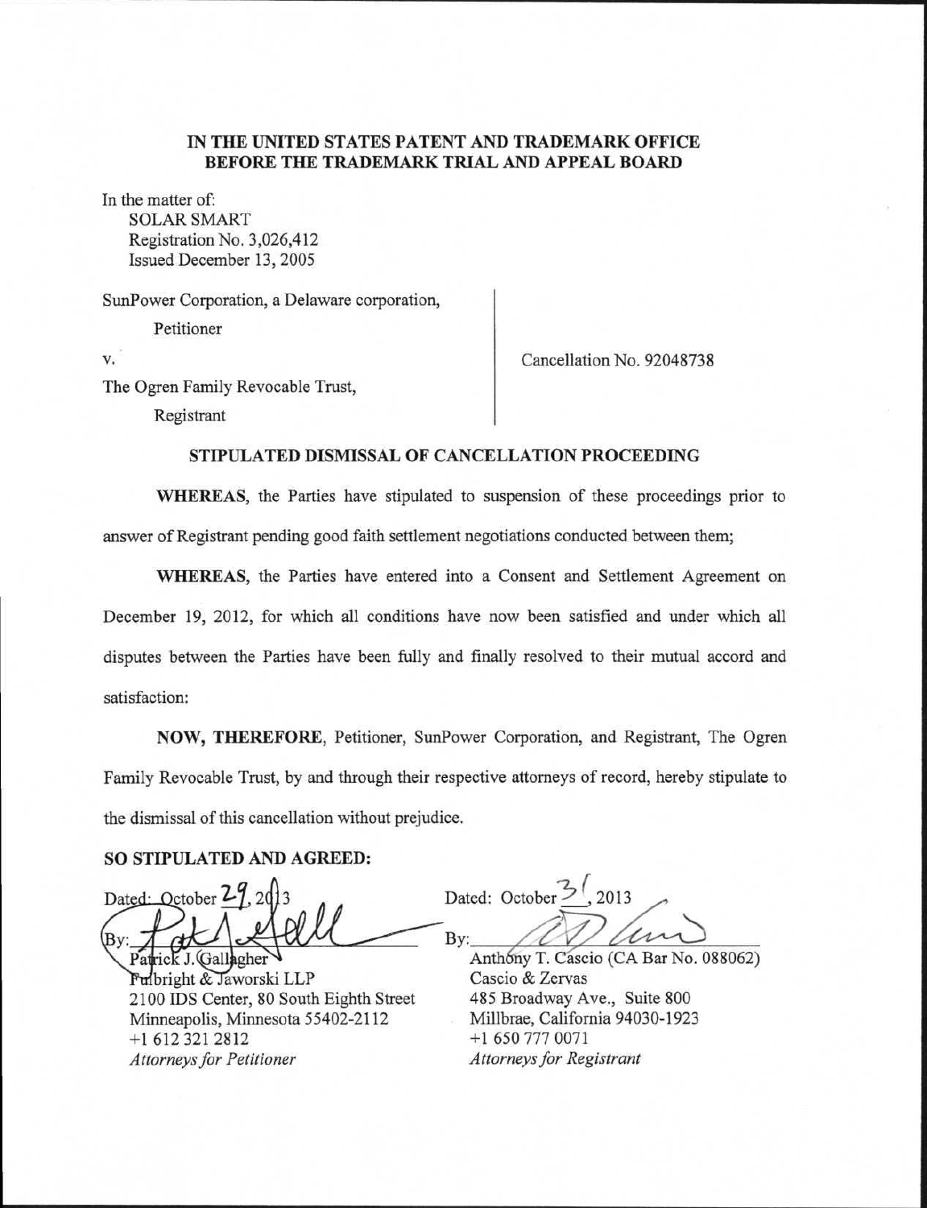**IN THE UNITED STATES PATENT AND TRADEMARK OFFICE**
**BEFORE THE TRADEMARK TRIAL AND APPEAL BOARD**

In the matter of:
SOLAR SMART
Registration No. 3,026,412
Issued December 13, 2005

SunPower Corporation, a Delaware corporation,
Petitioner

v.

The Ogren Family Revocable Trust,
Registrant

Cancellation No. 92048738

**STIPULATED DISMISSAL OF CANCELLATION PROCEEDING**

**WHEREAS**, the Parties have stipulated to suspension of these proceedings prior to answer of Registrant pending good faith settlement negotiations conducted between them;

**WHEREAS**, the Parties have entered into a Consent and Settlement Agreement on December 19, 2012, for which all conditions have now been satisfied and under which all disputes between the Parties have been fully and finally resolved to their mutual accord and satisfaction:

**NOW, THEREFORE**, Petitioner, SunPower Corporation, and Registrant, The Ogren Family Revocable Trust, by and through their respective attorneys of record, hereby stipulate to the dismissal of this cancellation without prejudice.

**SO STIPULATED AND AGREED:**

Dated: October 29, 2013

By: ___________________________
Patrick J. Gallagher
Fulbright & Jaworski LLP
2100 IDS Center, 80 South Eighth Street
Minneapolis, Minnesota 55402-2112
+1 612 321 2812
*Attorneys for Petitioner*

Dated: October 31, 2013

By: ___________________________
Anthony T. Cascio (CA Bar No. 088062)
Cascio & Zervas
485 Broadway Ave., Suite 800
Millbrae, California 94030-1923
+1 650 777 0071
*Attorneys for Registrant*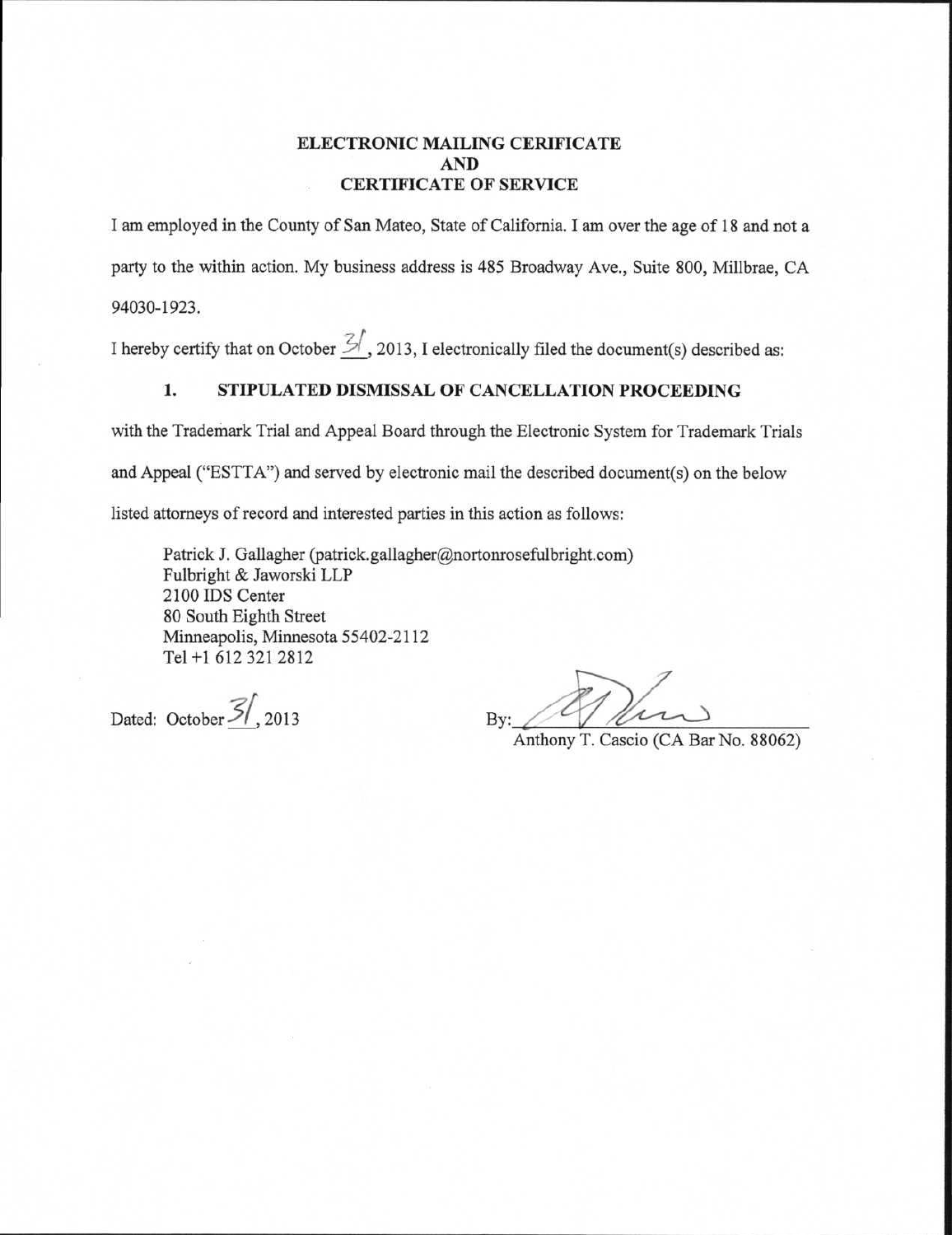**ELECTRONIC MAILING CERIFICATE**
**AND**
**CERTIFICATE OF SERVICE**

I am employed in the County of San Mateo, State of California. I am over the age of 18 and not a party to the within action. My business address is 485 Broadway Ave., Suite 800, Millbrae, CA 94030-1923.

I hereby certify that on October 31, 2013, I electronically filed the document(s) described as:

**1. STIPULATED DISMISSAL OF CANCELLATION PROCEEDING**

with the Trademark Trial and Appeal Board through the Electronic System for Trademark Trials and Appeal ("ESTTA") and served by electronic mail the described document(s) on the below listed attorneys of record and interested parties in this action as follows:

Patrick J. Gallagher (patrick.gallagher@nortonrosefulbright.com)
Fulbright & Jaworski LLP
2100 IDS Center
80 South Eighth Street
Minneapolis, Minnesota 55402-2112
Tel +1 612 321 2812

Dated: October 31, 2013

By: ______________________
Anthony T. Cascio (CA Bar No. 88062)